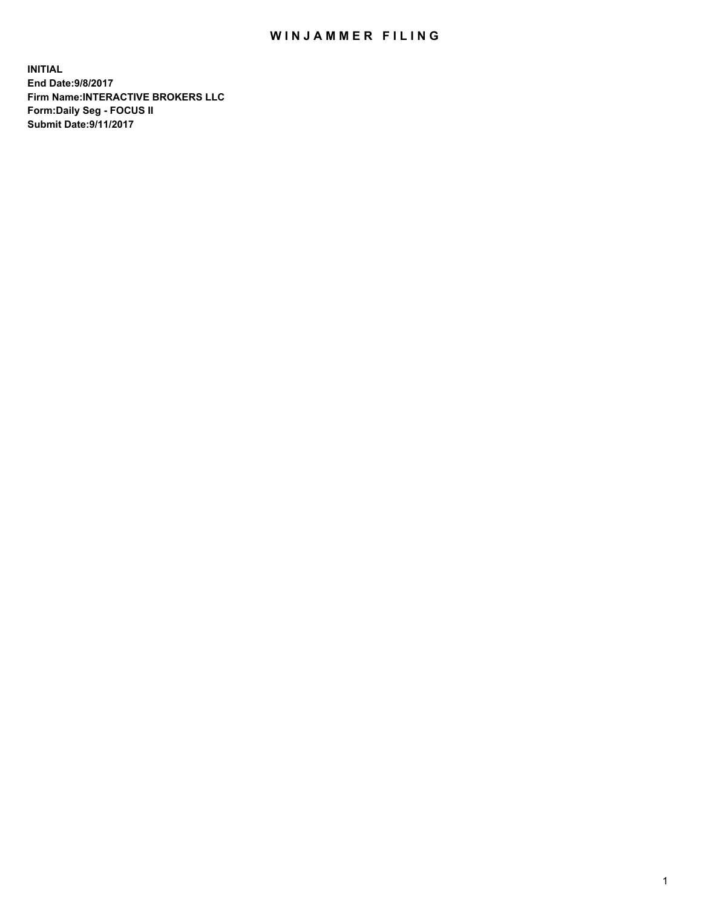# WINJAMMER FILING

**INITIAL**
**End Date:9/8/2017**
**Firm Name:INTERACTIVE BROKERS LLC**
**Form:Daily Seg - FOCUS II**
**Submit Date:9/11/2017**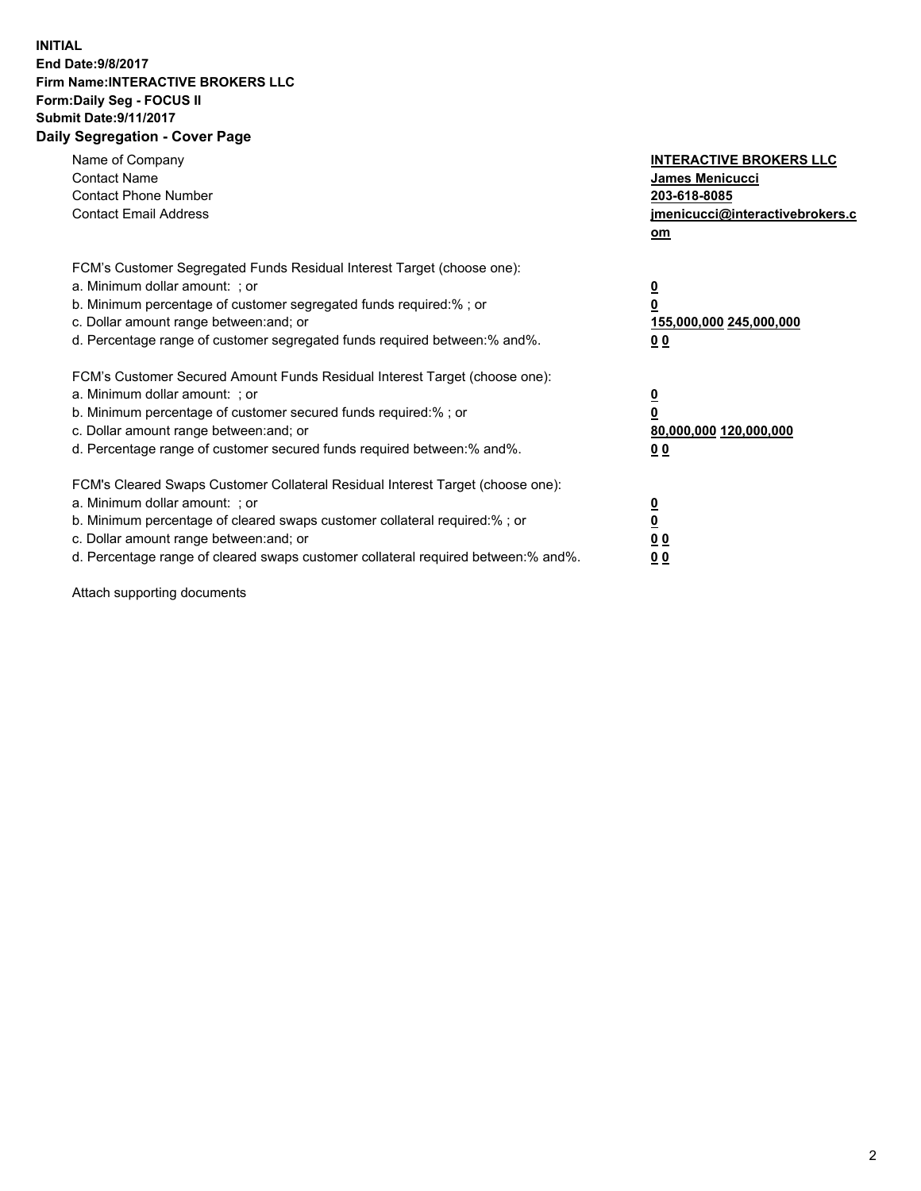**INITIAL**
**End Date:9/8/2017**
**Firm Name:INTERACTIVE BROKERS LLC**
**Form:Daily Seg - FOCUS II**
**Submit Date:9/11/2017**
**Daily Segregation - Cover Page**

| | |
|---|---|
| Name of Company | **INTERACTIVE BROKERS LLC** |
| Contact Name | **James Menicucci** |
| Contact Phone Number | **203-618-8085** |
| Contact Email Address | **jmenicucci@interactivebrokers.com** |

FCM's Customer Segregated Funds Residual Interest Target (choose one):

| | |
|---|---|
| a. Minimum dollar amount: ; or | **0** |
| b. Minimum percentage of customer segregated funds required:% ; or | **0** |
| c. Dollar amount range between:and; or | **155,000,000 245,000,000** |
| d. Percentage range of customer segregated funds required between:% and%. | **0 0** |

FCM's Customer Secured Amount Funds Residual Interest Target (choose one):

| | |
|---|---|
| a. Minimum dollar amount: ; or | **0** |
| b. Minimum percentage of customer secured funds required:% ; or | **0** |
| c. Dollar amount range between:and; or | **80,000,000 120,000,000** |
| d. Percentage range of customer secured funds required between:% and%. | **0 0** |

FCM's Cleared Swaps Customer Collateral Residual Interest Target (choose one):

| | |
|---|---|
| a. Minimum dollar amount: ; or | **0** |
| b. Minimum percentage of cleared swaps customer collateral required:% ; or | **0** |
| c. Dollar amount range between:and; or | **0 0** |
| d. Percentage range of cleared swaps customer collateral required between:% and%. | **0 0** |

Attach supporting documents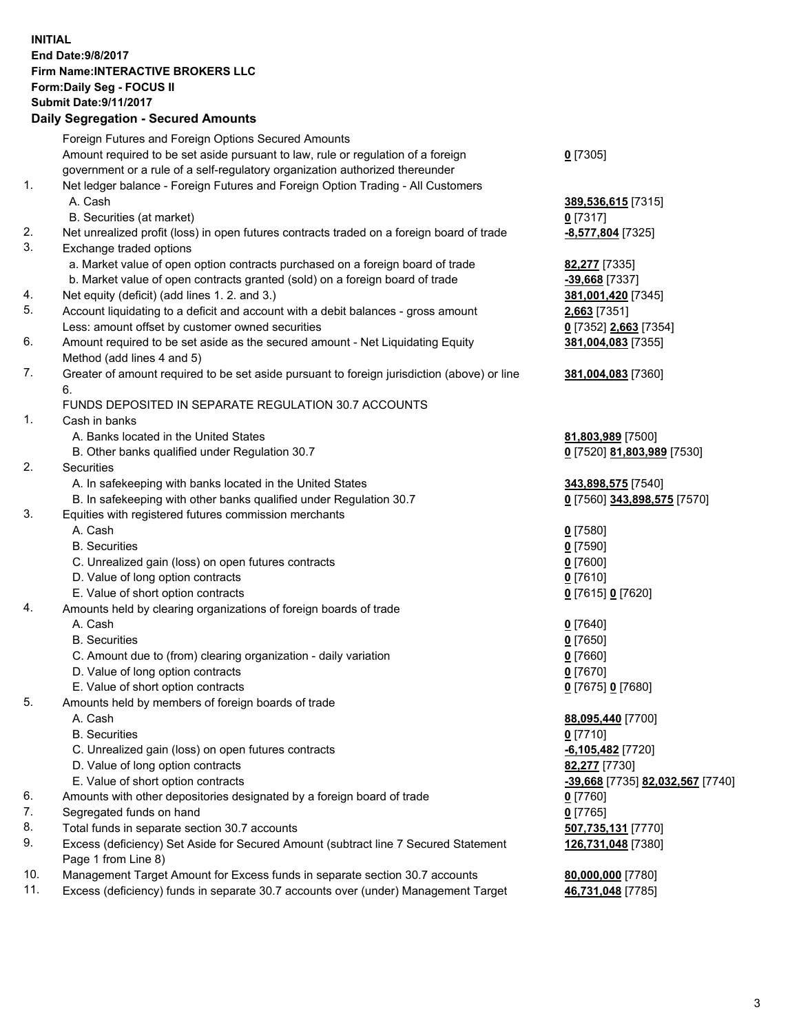**INITIAL**
**End Date:9/8/2017**
**Firm Name:INTERACTIVE BROKERS LLC**
**Form:Daily Seg - FOCUS II**
**Submit Date:9/11/2017**

## Daily Segregation - Secured Amounts

| | | |
|---|---|---|
| | Foreign Futures and Foreign Options Secured Amounts | |
| | Amount required to be set aside pursuant to law, rule or regulation of a foreign government or a rule of a self-regulatory organization authorized thereunder | **0** [7305] |
| 1. | Net ledger balance - Foreign Futures and Foreign Option Trading - All Customers | |
| | A. Cash | **389,536,615** [7315] |
| | B. Securities (at market) | **0** [7317] |
| 2. | Net unrealized profit (loss) in open futures contracts traded on a foreign board of trade | **-8,577,804** [7325] |
| 3. | Exchange traded options | |
| | a. Market value of open option contracts purchased on a foreign board of trade | **82,277** [7335] |
| | b. Market value of open contracts granted (sold) on a foreign board of trade | **-39,668** [7337] |
| 4. | Net equity (deficit) (add lines 1. 2. and 3.) | **381,001,420** [7345] |
| 5. | Account liquidating to a deficit and account with a debit balances - gross amount | **2,663** [7351] |
| | Less: amount offset by customer owned securities | **0** [7352] **2,663** [7354] |
| 6. | Amount required to be set aside as the secured amount - Net Liquidating Equity Method (add lines 4 and 5) | **381,004,083** [7355] |
| 7. | Greater of amount required to be set aside pursuant to foreign jurisdiction (above) or line 6. | **381,004,083** [7360] |
| | FUNDS DEPOSITED IN SEPARATE REGULATION 30.7 ACCOUNTS | |
| 1. | Cash in banks | |
| | A. Banks located in the United States | **81,803,989** [7500] |
| | B. Other banks qualified under Regulation 30.7 | **0** [7520] **81,803,989** [7530] |
| 2. | Securities | |
| | A. In safekeeping with banks located in the United States | **343,898,575** [7540] |
| | B. In safekeeping with other banks qualified under Regulation 30.7 | **0** [7560] **343,898,575** [7570] |
| 3. | Equities with registered futures commission merchants | |
| | A. Cash | **0** [7580] |
| | B. Securities | **0** [7590] |
| | C. Unrealized gain (loss) on open futures contracts | **0** [7600] |
| | D. Value of long option contracts | **0** [7610] |
| | E. Value of short option contracts | **0** [7615] **0** [7620] |
| 4. | Amounts held by clearing organizations of foreign boards of trade | |
| | A. Cash | **0** [7640] |
| | B. Securities | **0** [7650] |
| | C. Amount due to (from) clearing organization - daily variation | **0** [7660] |
| | D. Value of long option contracts | **0** [7670] |
| | E. Value of short option contracts | **0** [7675] **0** [7680] |
| 5. | Amounts held by members of foreign boards of trade | |
| | A. Cash | **88,095,440** [7700] |
| | B. Securities | **0** [7710] |
| | C. Unrealized gain (loss) on open futures contracts | **-6,105,482** [7720] |
| | D. Value of long option contracts | **82,277** [7730] |
| | E. Value of short option contracts | **-39,668** [7735] **82,032,567** [7740] |
| 6. | Amounts with other depositories designated by a foreign board of trade | **0** [7760] |
| 7. | Segregated funds on hand | **0** [7765] |
| 8. | Total funds in separate section 30.7 accounts | **507,735,131** [7770] |
| 9. | Excess (deficiency) Set Aside for Secured Amount (subtract line 7 Secured Statement Page 1 from Line 8) | **126,731,048** [7380] |
| 10. | Management Target Amount for Excess funds in separate section 30.7 accounts | **80,000,000** [7780] |
| 11. | Excess (deficiency) funds in separate 30.7 accounts over (under) Management Target | **46,731,048** [7785] |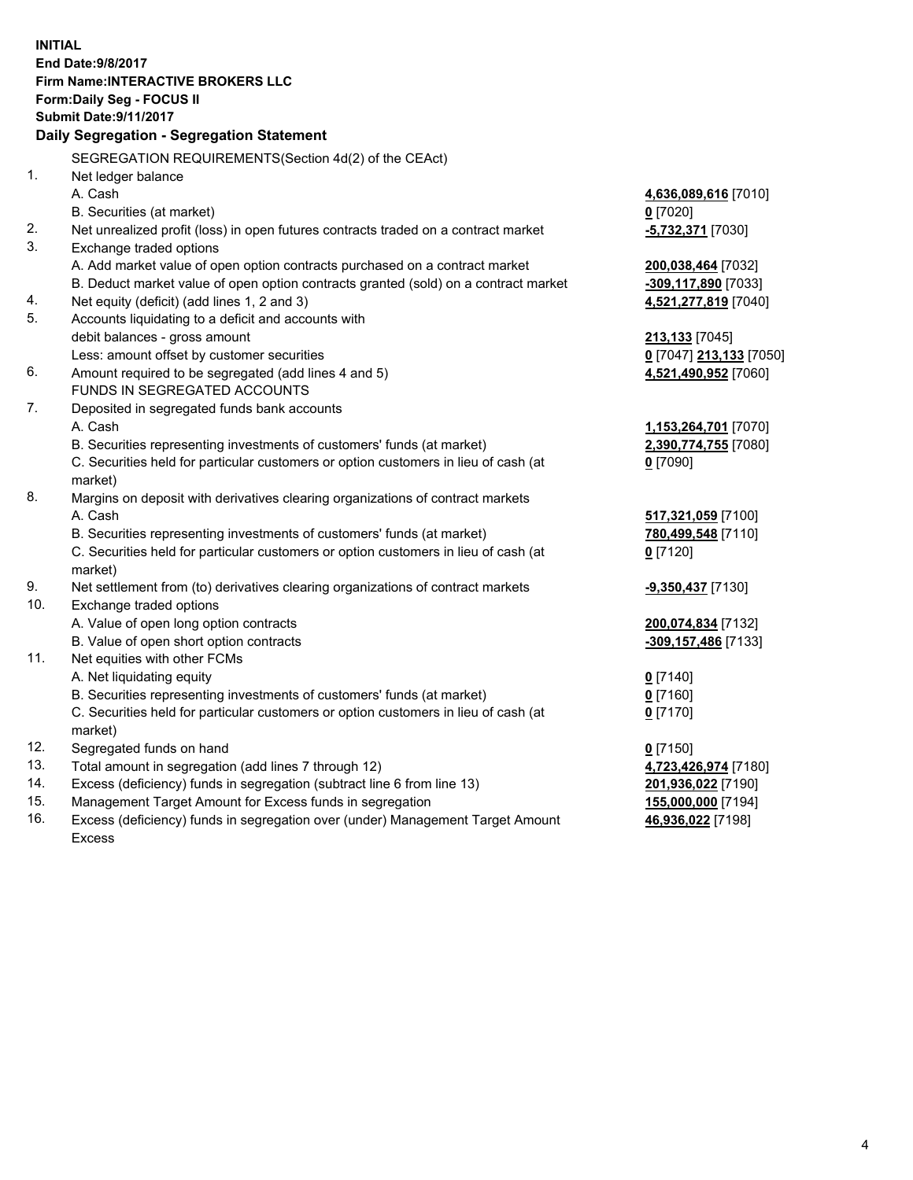**INITIAL**
**End Date:9/8/2017**
**Firm Name:INTERACTIVE BROKERS LLC**
**Form:Daily Seg - FOCUS II**
**Submit Date:9/11/2017**

**Daily Segregation - Segregation Statement**

SEGREGATION REQUIREMENTS(Section 4d(2) of the CEAct)

| | | |
|---|---|---|
| 1. | Net ledger balance | |
| | A. Cash | **4,636,089,616** [7010] |
| | B. Securities (at market) | **0** [7020] |
| 2. | Net unrealized profit (loss) in open futures contracts traded on a contract market | **-5,732,371** [7030] |
| 3. | Exchange traded options | |
| | A. Add market value of open option contracts purchased on a contract market | **200,038,464** [7032] |
| | B. Deduct market value of open option contracts granted (sold) on a contract market | **-309,117,890** [7033] |
| 4. | Net equity (deficit) (add lines 1, 2 and 3) | **4,521,277,819** [7040] |
| 5. | Accounts liquidating to a deficit and accounts with debit balances - gross amount | **213,133** [7045] |
| | Less: amount offset by customer securities | **0** [7047] **213,133** [7050] |
| 6. | Amount required to be segregated (add lines 4 and 5) | **4,521,490,952** [7060] |
| | FUNDS IN SEGREGATED ACCOUNTS | |
| 7. | Deposited in segregated funds bank accounts | |
| | A. Cash | **1,153,264,701** [7070] |
| | B. Securities representing investments of customers' funds (at market) | **2,390,774,755** [7080] |
| | C. Securities held for particular customers or option customers in lieu of cash (at market) | **0** [7090] |
| 8. | Margins on deposit with derivatives clearing organizations of contract markets | |
| | A. Cash | **517,321,059** [7100] |
| | B. Securities representing investments of customers' funds (at market) | **780,499,548** [7110] |
| | C. Securities held for particular customers or option customers in lieu of cash (at market) | **0** [7120] |
| 9. | Net settlement from (to) derivatives clearing organizations of contract markets | **-9,350,437** [7130] |
| 10. | Exchange traded options | |
| | A. Value of open long option contracts | **200,074,834** [7132] |
| | B. Value of open short option contracts | **-309,157,486** [7133] |
| 11. | Net equities with other FCMs | |
| | A. Net liquidating equity | **0** [7140] |
| | B. Securities representing investments of customers' funds (at market) | **0** [7160] |
| | C. Securities held for particular customers or option customers in lieu of cash (at market) | **0** [7170] |
| 12. | Segregated funds on hand | **0** [7150] |
| 13. | Total amount in segregation (add lines 7 through 12) | **4,723,426,974** [7180] |
| 14. | Excess (deficiency) funds in segregation (subtract line 6 from line 13) | **201,936,022** [7190] |
| 15. | Management Target Amount for Excess funds in segregation | **155,000,000** [7194] |
| 16. | Excess (deficiency) funds in segregation over (under) Management Target Amount Excess | **46,936,022** [7198] |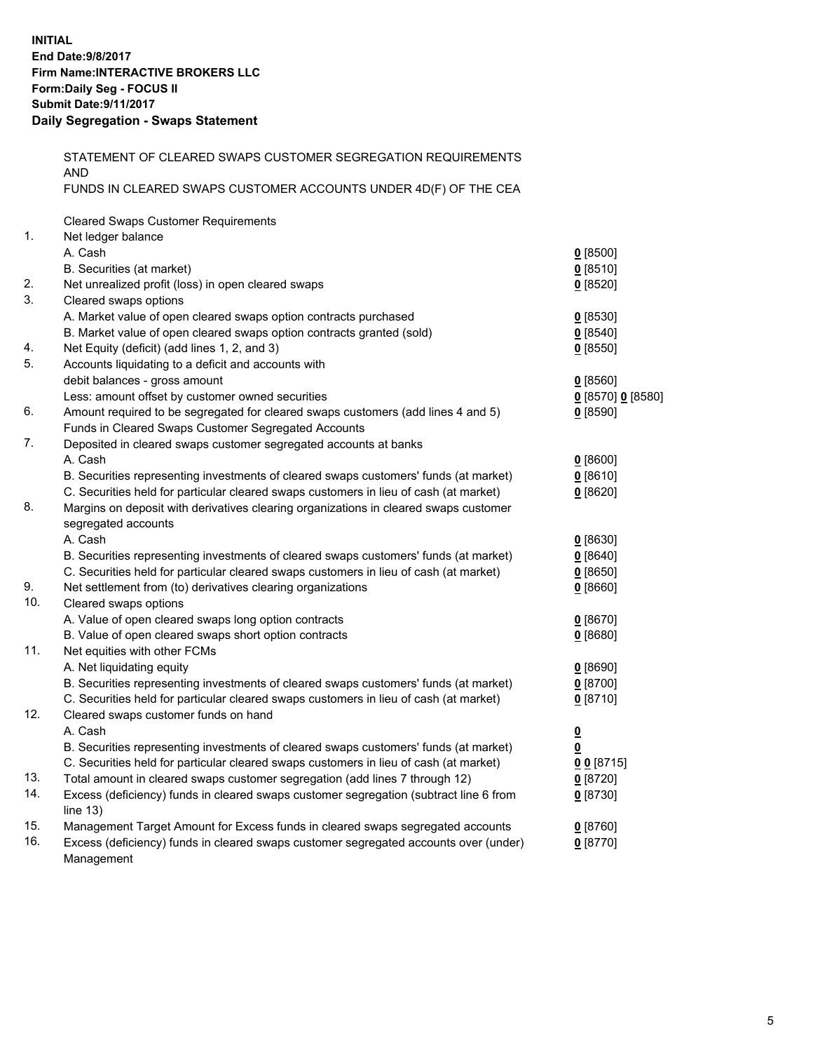**INITIAL**
**End Date:9/8/2017**
**Firm Name:INTERACTIVE BROKERS LLC**
**Form:Daily Seg - FOCUS II**
**Submit Date:9/11/2017**
**Daily Segregation - Swaps Statement**

STATEMENT OF CLEARED SWAPS CUSTOMER SEGREGATION REQUIREMENTS AND FUNDS IN CLEARED SWAPS CUSTOMER ACCOUNTS UNDER 4D(F) OF THE CEA

| | | |
|---|---|---|
| | Cleared Swaps Customer Requirements | |
| 1. | Net ledger balance | |
| | A. Cash | 0 [8500] |
| | B. Securities (at market) | 0 [8510] |
| 2. | Net unrealized profit (loss) in open cleared swaps | 0 [8520] |
| 3. | Cleared swaps options | |
| | A. Market value of open cleared swaps option contracts purchased | 0 [8530] |
| | B. Market value of open cleared swaps option contracts granted (sold) | 0 [8540] |
| 4. | Net Equity (deficit) (add lines 1, 2, and 3) | 0 [8550] |
| 5. | Accounts liquidating to a deficit and accounts with debit balances - gross amount | 0 [8560] |
| | Less: amount offset by customer owned securities | 0 [8570] 0 [8580] |
| 6. | Amount required to be segregated for cleared swaps customers (add lines 4 and 5) | 0 [8590] |
| | Funds in Cleared Swaps Customer Segregated Accounts | |
| 7. | Deposited in cleared swaps customer segregated accounts at banks | |
| | A. Cash | 0 [8600] |
| | B. Securities representing investments of cleared swaps customers' funds (at market) | 0 [8610] |
| | C. Securities held for particular cleared swaps customers in lieu of cash (at market) | 0 [8620] |
| 8. | Margins on deposit with derivatives clearing organizations in cleared swaps customer segregated accounts | |
| | A. Cash | 0 [8630] |
| | B. Securities representing investments of cleared swaps customers' funds (at market) | 0 [8640] |
| | C. Securities held for particular cleared swaps customers in lieu of cash (at market) | 0 [8650] |
| 9. | Net settlement from (to) derivatives clearing organizations | 0 [8660] |
| 10. | Cleared swaps options | |
| | A. Value of open cleared swaps long option contracts | 0 [8670] |
| | B. Value of open cleared swaps short option contracts | 0 [8680] |
| 11. | Net equities with other FCMs | |
| | A. Net liquidating equity | 0 [8690] |
| | B. Securities representing investments of cleared swaps customers' funds (at market) | 0 [8700] |
| | C. Securities held for particular cleared swaps customers in lieu of cash (at market) | 0 [8710] |
| 12. | Cleared swaps customer funds on hand | |
| | A. Cash | 0 |
| | B. Securities representing investments of cleared swaps customers' funds (at market) | 0 |
| | C. Securities held for particular cleared swaps customers in lieu of cash (at market) | 0 0 [8715] |
| 13. | Total amount in cleared swaps customer segregation (add lines 7 through 12) | 0 [8720] |
| 14. | Excess (deficiency) funds in cleared swaps customer segregation (subtract line 6 from line 13) | 0 [8730] |
| 15. | Management Target Amount for Excess funds in cleared swaps segregated accounts | 0 [8760] |
| 16. | Excess (deficiency) funds in cleared swaps customer segregated accounts over (under) Management | 0 [8770] |